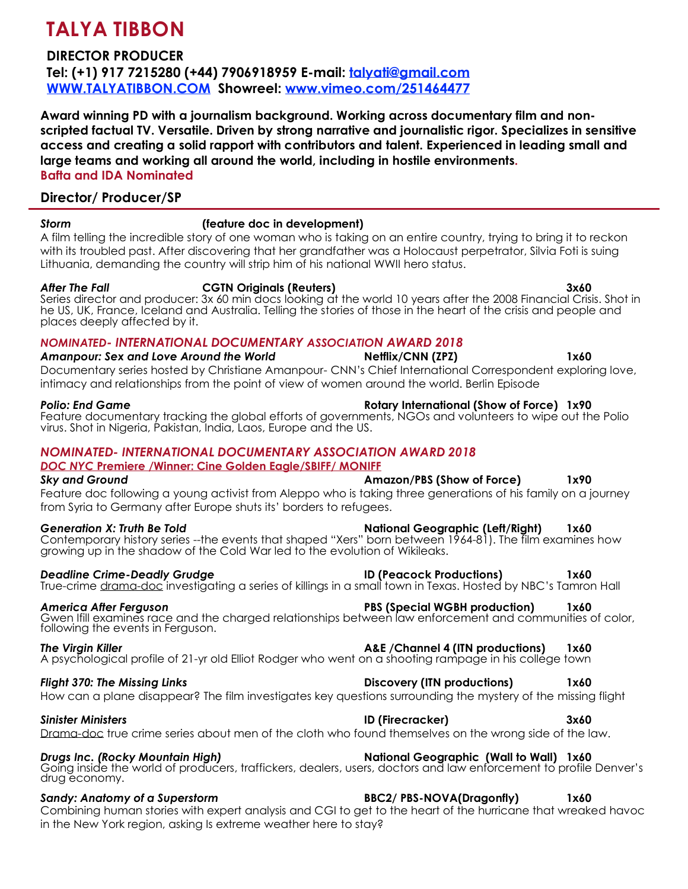# TALYA TIBBON

**DIRECTOR PRODUCER**
**Tel: (+1) 917 7215280 (+44) 7906918959 E-mail: [talyati@gmail.com](mailto:talyati@gmail.com)**
**[WWW.TALYATIBBON.COM](http://WWW.TALYATIBBON.COM) Showreel: [www.vimeo.com/251464477](http://www.vimeo.com/251464477)**

**Award winning PD with a journalism background. Working across documentary film and non-scripted factual TV. Versatile. Driven by strong narrative and journalistic rigor. Specializes in sensitive access and creating a solid rapport with contributors and talent. Experienced in leading small and large teams and working all around the world, including in hostile environments.**
**Bafta and IDA Nominated**

## Director/ Producer/SP

***Storm*** **(feature doc in development)**
A film telling the incredible story of one woman who is taking on an entire country, trying to bring it to reckon with its troubled past. After discovering that her grandfather was a Holocaust perpetrator, Silvia Foti is suing Lithuania, demanding the country will strip him of his national WWII hero status.

***After The Fall*** **CGTN Originals (Reuters)** **3x60**
Series director and producer: 3x 60 min docs looking at the world 10 years after the 2008 Financial Crisis. Shot in he US, UK, France, Iceland and Australia. Telling the stories of those in the heart of the crisis and people and places deeply affected by it.

***NOMINATED- INTERNATIONAL DOCUMENTARY ASSOCIATION AWARD 2018***
***Amanpour: Sex and Love Around the World*** **Netflix/CNN (ZPZ)** **1x60**
Documentary series hosted by Christiane Amanpour- CNN's Chief International Correspondent exploring love, intimacy and relationships from the point of view of women around the world. Berlin Episode

***Polio: End Game*** **Rotary International (Show of Force)** **1x90**
Feature documentary tracking the global efforts of governments, NGOs and volunteers to wipe out the Polio virus. Shot in Nigeria, Pakistan, India, Laos, Europe and the US.

***NOMINATED- INTERNATIONAL DOCUMENTARY ASSOCIATION AWARD 2018***
**DOC NYC Premiere /Winner: Cine Golden Eagle/SBIFF/ MONIFF**
***Sky and Ground*** **Amazon/PBS (Show of Force)** **1x90**
Feature doc following a young activist from Aleppo who is taking three generations of his family on a journey from Syria to Germany after Europe shuts its' borders to refugees.

***Generation X: Truth Be Told*** **National Geographic (Left/Right)** **1x60**
Contemporary history series --the events that shaped "Xers" born between 1964-81). The film examines how growing up in the shadow of the Cold War led to the evolution of Wikileaks.

***Deadline Crime-Deadly Grudge*** **ID (Peacock Productions)** **1x60**
True-crime drama-doc investigating a series of killings in a small town in Texas. Hosted by NBC's Tamron Hall

***America After Ferguson*** **PBS (Special WGBH production)** **1x60**
Gwen Ifill examines race and the charged relationships between law enforcement and communities of color, following the events in Ferguson.

***The Virgin Killer*** **A&E /Channel 4 (ITN productions)** **1x60**
A psychological profile of 21-yr old Elliot Rodger who went on a shooting rampage in his college town

***Flight 370: The Missing Links*** **Discovery (ITN productions)** **1x60**
How can a plane disappear? The film investigates key questions surrounding the mystery of the missing flight

***Sinister Ministers*** **ID (Firecracker)** **3x60**
Drama-doc true crime series about men of the cloth who found themselves on the wrong side of the law.

***Drugs Inc. (Rocky Mountain High)*** **National Geographic (Wall to Wall)** **1x60**
Going inside the world of producers, traffickers, dealers, users, doctors and law enforcement to profile Denver's drug economy.

***Sandy: Anatomy of a Superstorm*** **BBC2/ PBS-NOVA(Dragonfly)** **1x60**
Combining human stories with expert analysis and CGI to get to the heart of the hurricane that wreaked havoc in the New York region, asking Is extreme weather here to stay?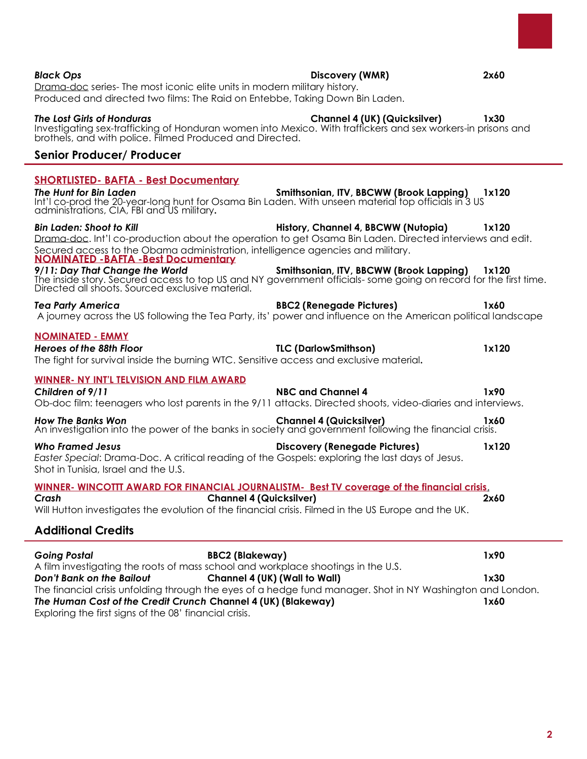***Black Ops*** **Discovery (WMR)** **2x60**
Drama-doc series- The most iconic elite units in modern military history.
Produced and directed two films: The Raid on Entebbe, Taking Down Bin Laden.

***The Lost Girls of Honduras*** **Channel 4 (UK) (Quicksilver)** **1x30**
Investigating sex-trafficking of Honduran women into Mexico. With traffickers and sex workers-in prisons and brothels, and with police. Filmed Produced and Directed.

## Senior Producer/ Producer

**SHORTLISTED- BAFTA - Best Documentary**
***The Hunt for Bin Laden*** **Smithsonian, ITV, BBCWW (Brook Lapping)** **1x120**
Int'l co-prod the 20-year-long hunt for Osama Bin Laden. With unseen material top officials in 3 US administrations, CIA, FBI and US military.

***Bin Laden: Shoot to Kill*** **History, Channel 4, BBCWW (Nutopia)** **1x120**
Drama-doc. Int'l co-production about the operation to get Osama Bin Laden. Directed interviews and edit. Secured access to the Obama administration, intelligence agencies and military.

**NOMINATED -BAFTA -Best Documentary**
***9/11: Day That Change the World*** **Smithsonian, ITV, BBCWW (Brook Lapping)** **1x120**
The inside story. Secured access to top US and NY government officials- some going on record for the first time. Directed all shoots. Sourced exclusive material.

***Tea Party America*** **BBC2 (Renegade Pictures)** **1x60**
A journey across the US following the Tea Party, its' power and influence on the American political landscape

**NOMINATED - EMMY**
***Heroes of the 88th Floor*** **TLC (DarlowSmithson)** **1x120**
The fight for survival inside the burning WTC. Sensitive access and exclusive material.

**WINNER- NY INT'L TELVISION AND FILM AWARD**
***Children of 9/11*** **NBC and Channel 4** **1x90**
Ob-doc film: teenagers who lost parents in the 9/11 attacks. Directed shoots, video-diaries and interviews.

***How The Banks Won*** **Channel 4 (Quicksilver)** **1x60**
An investigation into the power of the banks in society and government following the financial crisis.

***Who Framed Jesus*** **Discovery (Renegade Pictures)** **1x120**
*Easter Special*: Drama-Doc. A critical reading of the Gospels: exploring the last days of Jesus. Shot in Tunisia, Israel and the U.S.

**WINNER- WINCOTTT AWARD FOR FINANCIAL JOURNALISTM- Best TV coverage of the financial crisis.**
***Crash*** **Channel 4 (Quicksilver)** **2x60**
Will Hutton investigates the evolution of the financial crisis. Filmed in the US Europe and the UK.

## Additional Credits

***Going Postal*** **BBC2 (Blakeway)** **1x90**
A film investigating the roots of mass school and workplace shootings in the U.S.
***Don't Bank on the Bailout*** **Channel 4 (UK) (Wall to Wall)** **1x30**
The financial crisis unfolding through the eyes of a hedge fund manager. Shot in NY Washington and London.
***The Human Cost of the Credit Crunch*** **Channel 4 (UK) (Blakeway)** **1x60**
Exploring the first signs of the 08' financial crisis.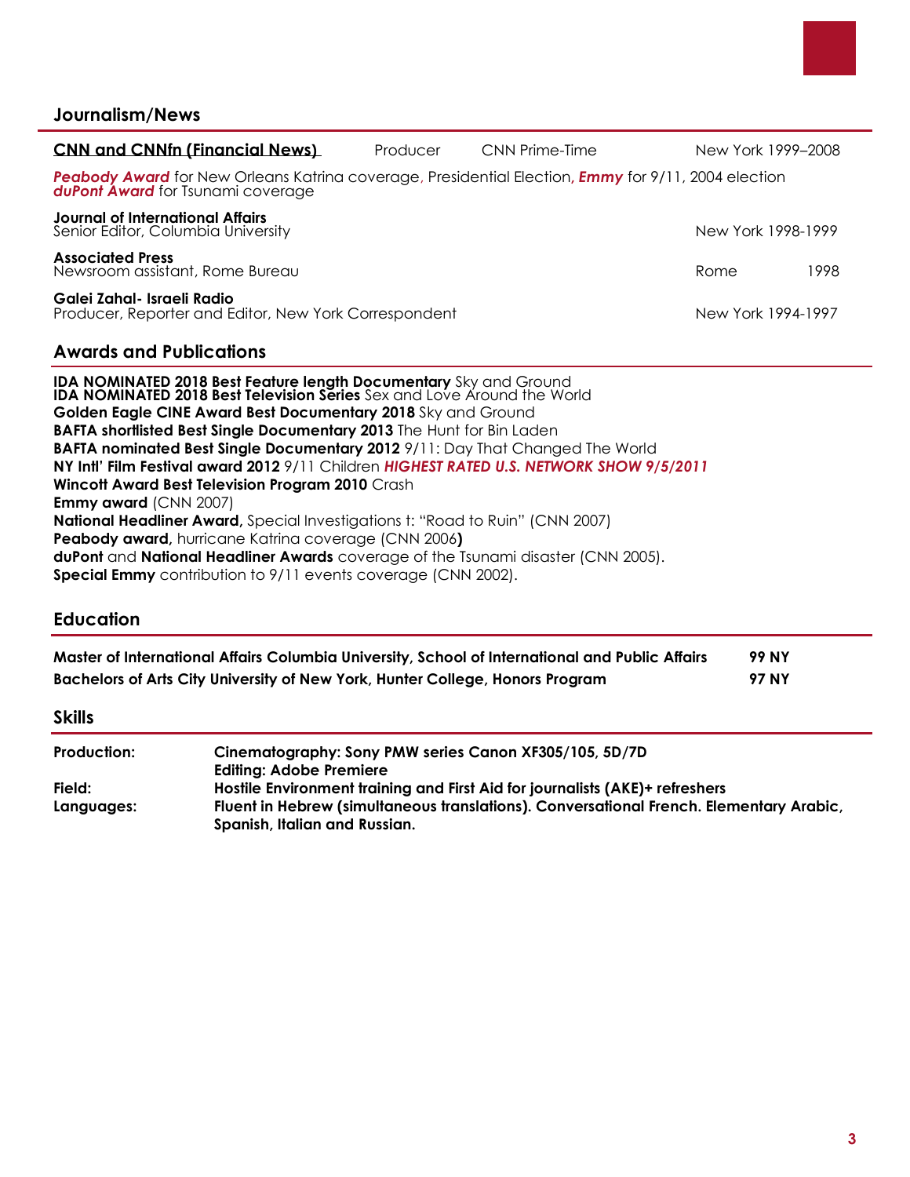## Journalism/News

**CNN and CNNfn (Financial News)** Producer CNN Prime-Time New York 1999–2008

***Peabody Award*** for New Orleans Katrina coverage, Presidential Election, ***Emmy*** for 9/11, 2004 election
***duPont Award*** for Tsunami coverage

**Journal of International Affairs**
Senior Editor, Columbia University New York 1998-1999

**Associated Press**
Newsroom assistant, Rome Bureau Rome 1998

**Galei Zahal- Israeli Radio**
Producer, Reporter and Editor, New York Correspondent New York 1994-1997

## Awards and Publications

**IDA NOMINATED 2018 Best Feature length Documentary** Sky and Ground
**IDA NOMINATED 2018 Best Television Series** Sex and Love Around the World
**Golden Eagle CINE Award Best Documentary 2018** Sky and Ground
**BAFTA shortlisted Best Single Documentary 2013** The Hunt for Bin Laden
**BAFTA nominated Best Single Documentary 2012** 9/11: Day That Changed The World
**NY Intl' Film Festival award 2012** 9/11 Children ***HIGHEST RATED U.S. NETWORK SHOW 9/5/2011***
**Wincott Award Best Television Program 2010** Crash
**Emmy award** (CNN 2007)
**National Headliner Award,** Special Investigations t: "Road to Ruin" (CNN 2007)
**Peabody award,** hurricane Katrina coverage (CNN 2006**)**
**duPont** and **National Headliner Awards** coverage of the Tsunami disaster (CNN 2005).
**Special Emmy** contribution to 9/11 events coverage (CNN 2002).

## Education

**Master of International Affairs Columbia University, School of International and Public Affairs** **99 NY**
**Bachelors of Arts City University of New York, Hunter College, Honors Program** **97 NY**

## Skills

| | |
|---|---|
| **Production:** | **Cinematography: Sony PMW series Canon XF305/105, 5D/7D**<br>**Editing: Adobe Premiere** |
| **Field:** | **Hostile Environment training and First Aid for journalists (AKE)+ refreshers** |
| **Languages:** | **Fluent in Hebrew (simultaneous translations). Conversational French. Elementary Arabic, Spanish, Italian and Russian.** |